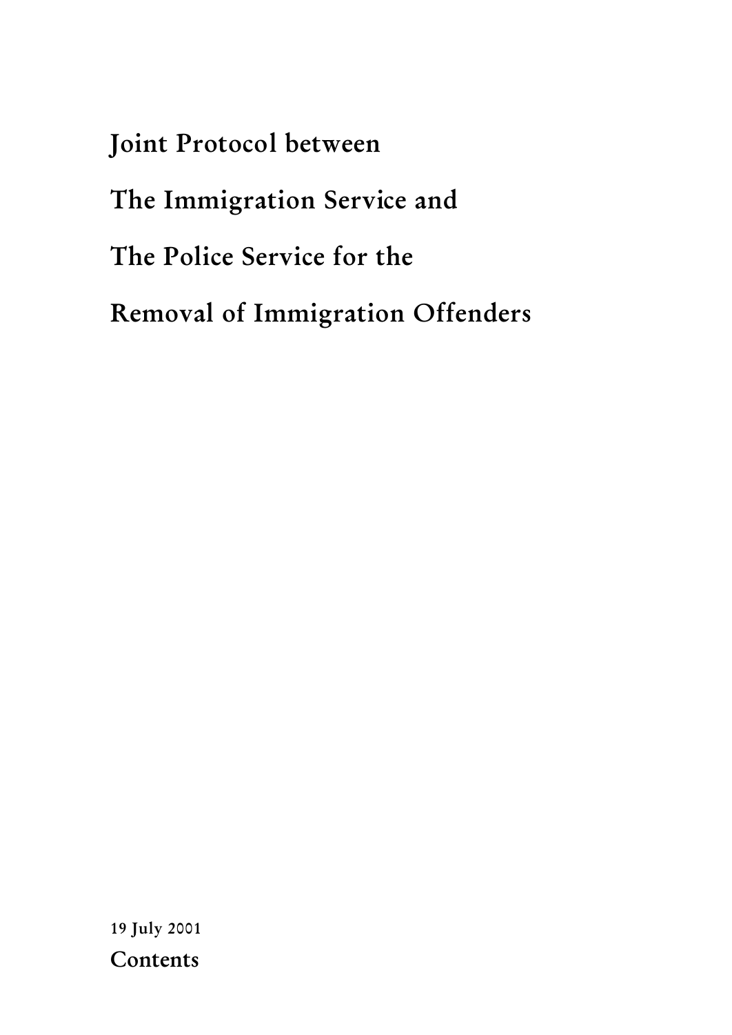# Joint Protocol between The Immigration Service and The Police Service for the Removal of Immigration Offenders

19 July 2001

## Contents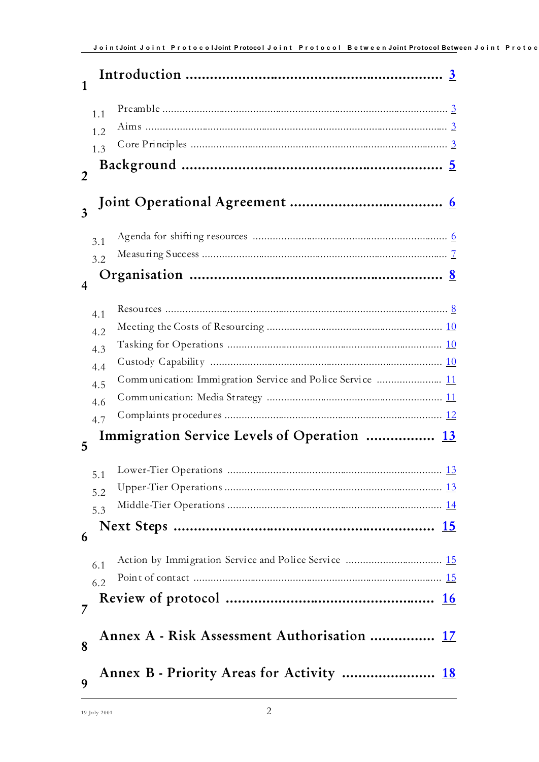1 Introduction ........................................................... 3

1.1 Preamble ........................................................... 3
1.2 Aims ........................................................... 3
1.3 Core Principles ........................................................... 3

2 Background ........................................................... 5

3 Joint Operational Agreement ........................................................... 6

3.1 Agenda for shifting resources ........................................................... 6
3.2 Measuring Success ........................................................... 7

4 Organisation ........................................................... 8

4.1 Resources ........................................................... 8
4.2 Meeting the Costs of Resourcing ........................................................... 10
4.3 Tasking for Operations ........................................................... 10
4.4 Custody Capability ........................................................... 10
4.5 Communication: Immigration Service and Police Service ........................................................... 11
4.6 Communication: Media Strategy ........................................................... 11
4.7 Complaints procedures ........................................................... 12

5 Immigration Service Levels of Operation ........................................................... 13

5.1 Lower-Tier Operations ........................................................... 13
5.2 Upper-Tier Operations ........................................................... 13
5.3 Middle-Tier Operations ........................................................... 14

6 Next Steps ........................................................... 15

6.1 Action by Immigration Service and Police Service ........................................................... 15
6.2 Point of contact ........................................................... 15

7 Review of protocol ........................................................... 16

8 Annex A - Risk Assessment Authorisation ........................................................... 17

9 Annex B - Priority Areas for Activity ........................................................... 18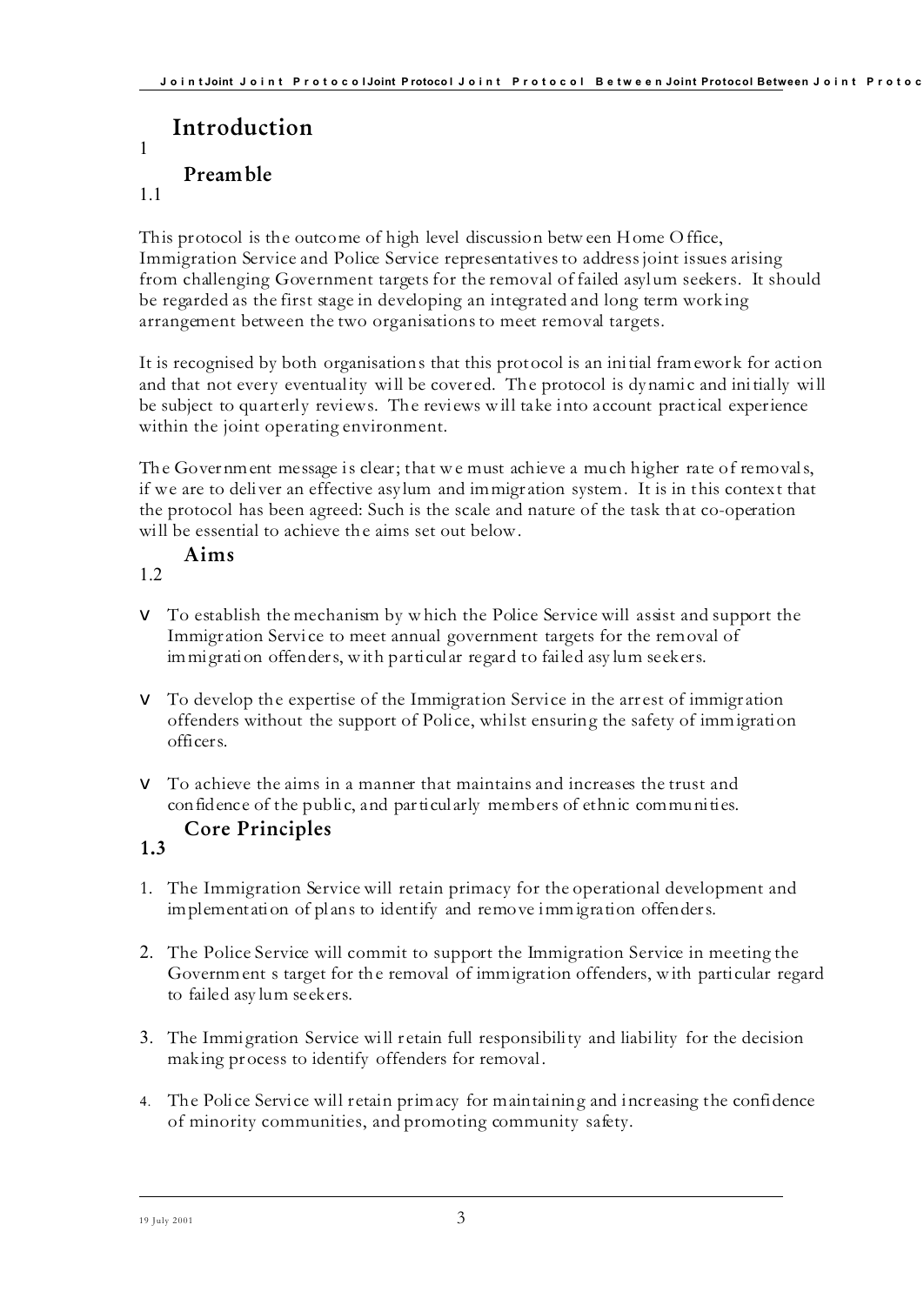# 1 Introduction

## 1.1 Preamble

This protocol is the outcome of high level discussion between Home Office, Immigration Service and Police Service representatives to address joint issues arising from challenging Government targets for the removal of failed asylum seekers. It should be regarded as the first stage in developing an integrated and long term working arrangement between the two organisations to meet removal targets.

It is recognised by both organisations that this protocol is an initial framework for action and that not every eventuality will be covered. The protocol is dynamic and initially will be subject to quarterly reviews. The reviews will take into account practical experience within the joint operating environment.

The Government message is clear; that we must achieve a much higher rate of removals, if we are to deliver an effective asylum and immigration system. It is in this context that the protocol has been agreed: Such is the scale and nature of the task that co-operation will be essential to achieve the aims set out below.

## 1.2 Aims

- To establish the mechanism by which the Police Service will assist and support the Immigration Service to meet annual government targets for the removal of immigration offenders, with particular regard to failed asylum seekers.
- To develop the expertise of the Immigration Service in the arrest of immigration offenders without the support of Police, whilst ensuring the safety of immigration officers.
- To achieve the aims in a manner that maintains and increases the trust and confidence of the public, and particularly members of ethnic communities.

## 1.3 Core Principles

1. The Immigration Service will retain primacy for the operational development and implementation of plans to identify and remove immigration offenders.
2. The Police Service will commit to support the Immigration Service in meeting the Government s target for the removal of immigration offenders, with particular regard to failed asylum seekers.
3. The Immigration Service will retain full responsibility and liability for the decision making process to identify offenders for removal.
4. The Police Service will retain primacy for maintaining and increasing the confidence of minority communities, and promoting community safety.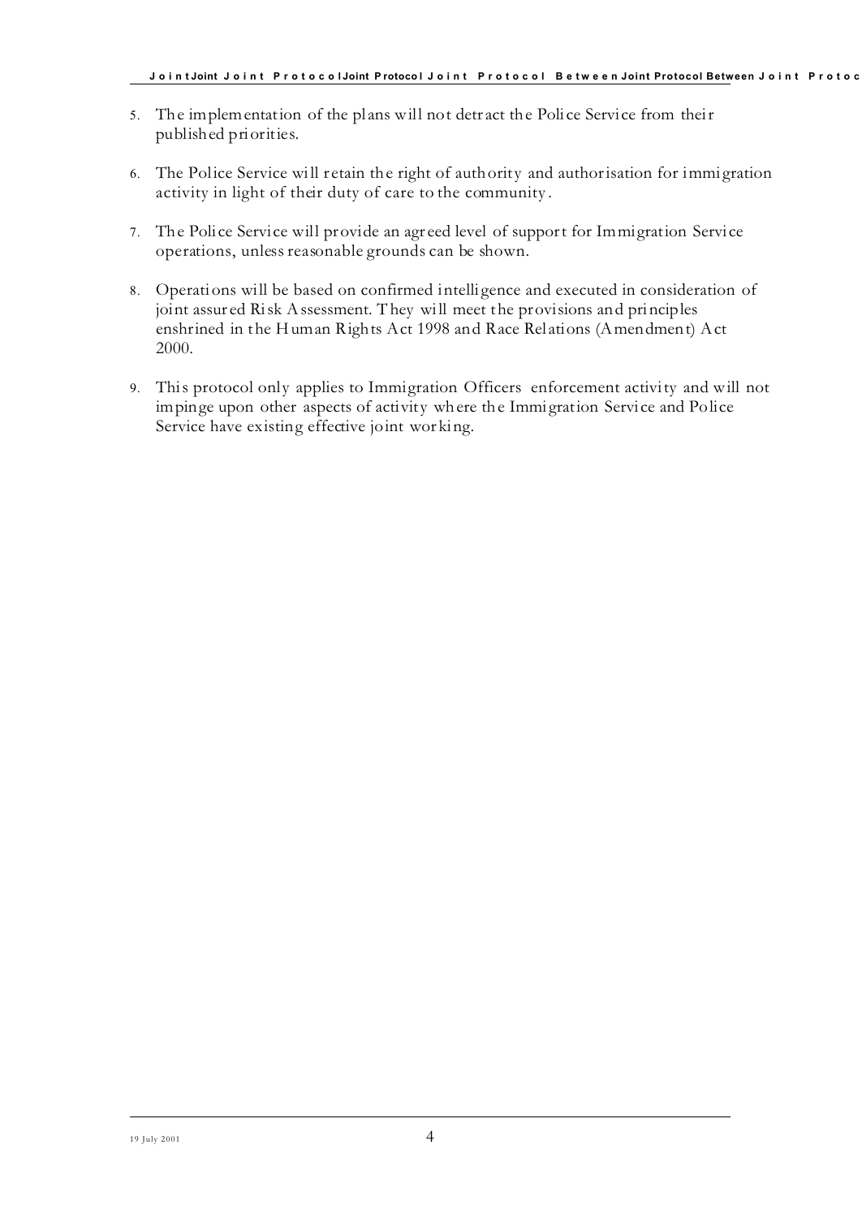5. The implementation of the plans will not detract the Police Service from their published priorities.

6. The Police Service will retain the right of authority and authorisation for immigration activity in light of their duty of care to the community.

7. The Police Service will provide an agreed level of support for Immigration Service operations, unless reasonable grounds can be shown.

8. Operations will be based on confirmed intelligence and executed in consideration of joint assured Risk Assessment. They will meet the provisions and principles enshrined in the Human Rights Act 1998 and Race Relations (Amendment) Act 2000.

9. This protocol only applies to Immigration Officers enforcement activity and will not impinge upon other aspects of activity where the Immigration Service and Police Service have existing effective joint working.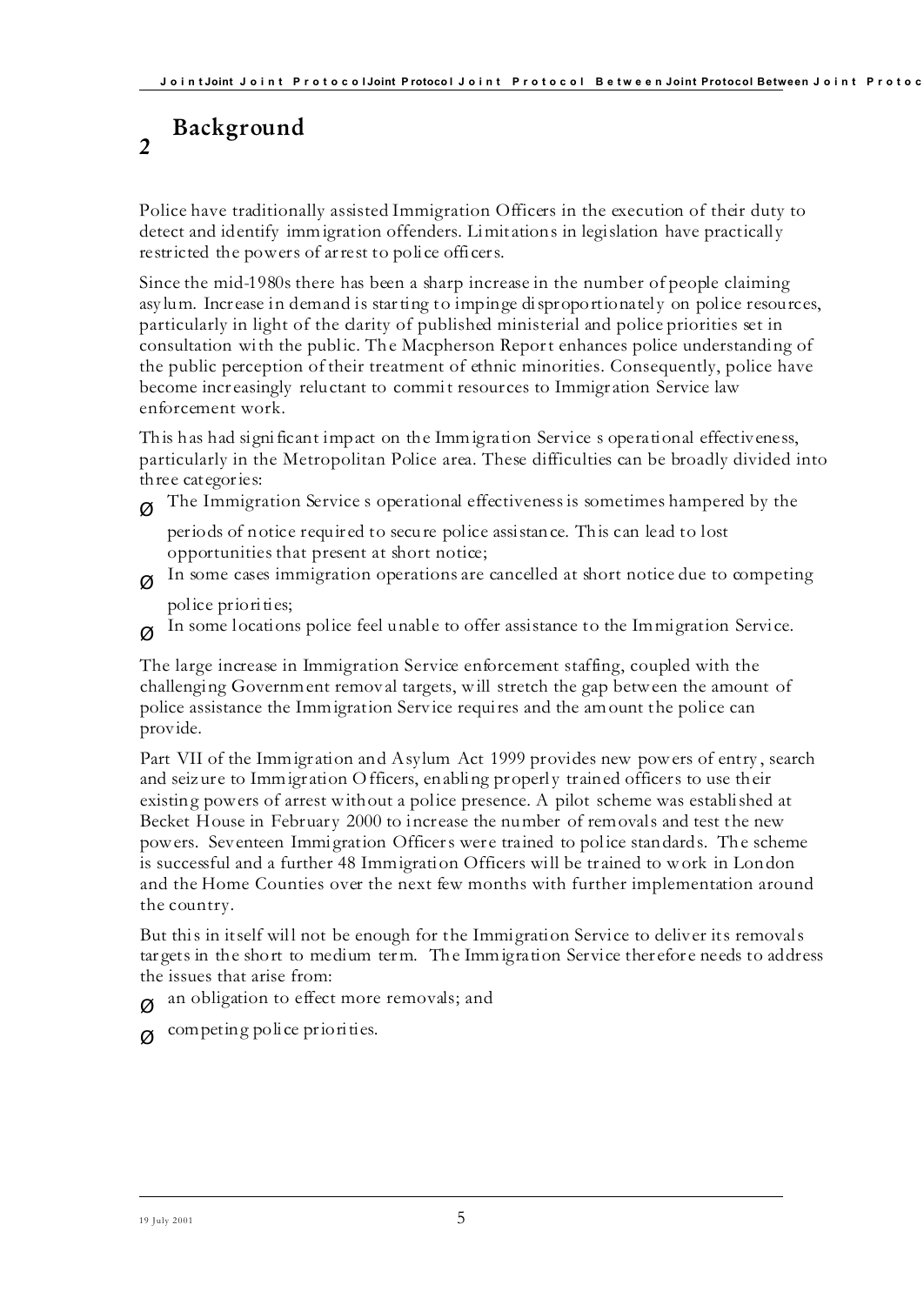## 2 Background

Police have traditionally assisted Immigration Officers in the execution of their duty to detect and identify immigration offenders. Limitations in legislation have practically restricted the powers of arrest to police officers.

Since the mid-1980s there has been a sharp increase in the number of people claiming asylum. Increase in demand is starting to impinge disproportionately on police resources, particularly in light of the clarity of published ministerial and police priorities set in consultation with the public. The Macpherson Report enhances police understanding of the public perception of their treatment of ethnic minorities. Consequently, police have become increasingly reluctant to commit resources to Immigration Service law enforcement work.

This has had significant impact on the Immigration Service s operational effectiveness, particularly in the Metropolitan Police area. These difficulties can be broadly divided into three categories:

- The Immigration Service s operational effectiveness is sometimes hampered by the periods of notice required to secure police assistance. This can lead to lost opportunities that present at short notice;
- In some cases immigration operations are cancelled at short notice due to competing police priorities;
- In some locations police feel unable to offer assistance to the Immigration Service.

The large increase in Immigration Service enforcement staffing, coupled with the challenging Government removal targets, will stretch the gap between the amount of police assistance the Immigration Service requires and the amount the police can provide.

Part VII of the Immigration and Asylum Act 1999 provides new powers of entry, search and seizure to Immigration Officers, enabling properly trained officers to use their existing powers of arrest without a police presence. A pilot scheme was established at Becket House in February 2000 to increase the number of removals and test the new powers. Seventeen Immigration Officers were trained to police standards. The scheme is successful and a further 48 Immigration Officers will be trained to work in London and the Home Counties over the next few months with further implementation around the country.

But this in itself will not be enough for the Immigration Service to deliver its removals targets in the short to medium term. The Immigration Service therefore needs to address the issues that arise from:

- an obligation to effect more removals; and
- competing police priorities.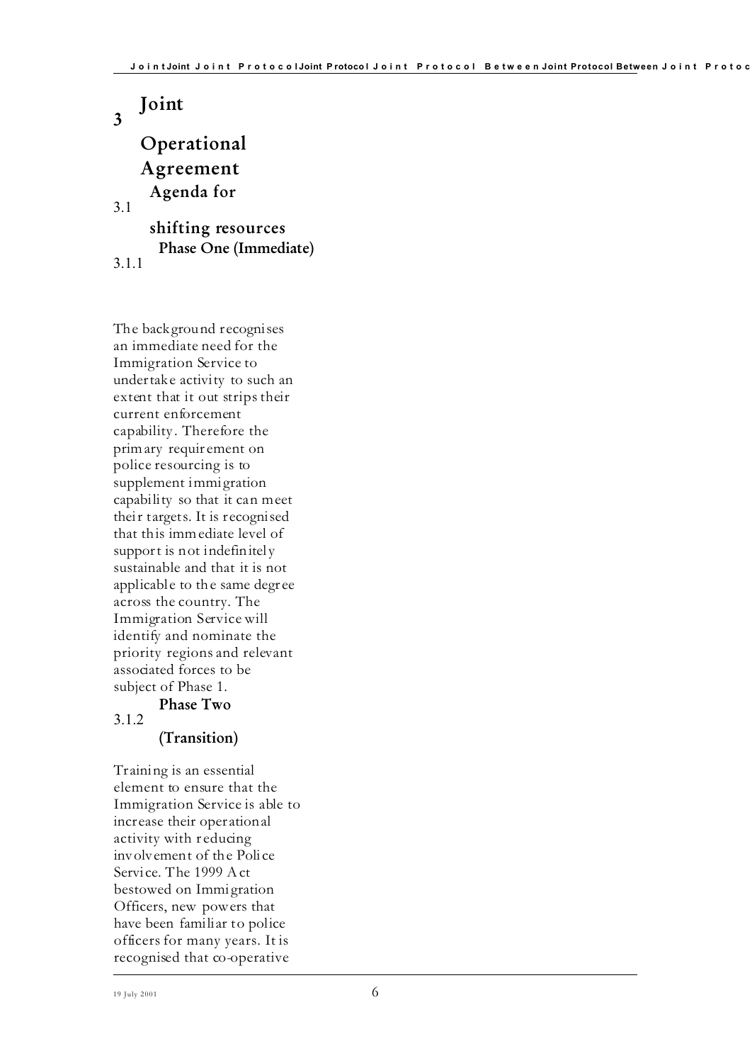# 3 Joint Operational Agreement

## 3.1 Agenda for shifting resources

### 3.1.1 Phase One (Immediate)

The background recognises an immediate need for the Immigration Service to undertake activity to such an extent that it out strips their current enforcement capability. Therefore the primary requirement on police resourcing is to supplement immigration capability so that it can meet their targets. It is recognised that this immediate level of support is not indefinitely sustainable and that it is not applicable to the same degree across the country. The Immigration Service will identify and nominate the priority regions and relevant associated forces to be subject of Phase 1.

### 3.1.2 Phase Two (Transition)

Training is an essential element to ensure that the Immigration Service is able to increase their operational activity with reducing involvement of the Police Service. The 1999 Act bestowed on Immigration Officers, new powers that have been familiar to police officers for many years. It is recognised that co-operative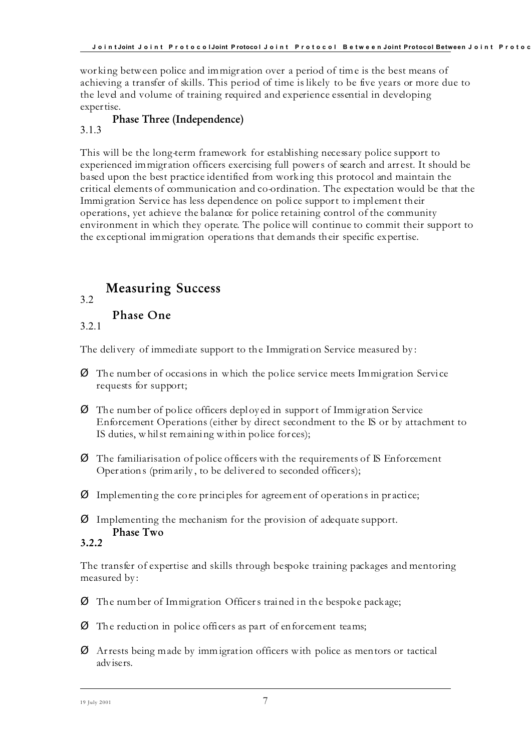working between police and immigration over a period of time is the best means of achieving a transfer of skills. This period of time is likely to be five years or more due to the level and volume of training required and experience essential in developing expertise.

#### 3.1.3 Phase Three (Independence)

This will be the long-term framework for establishing necessary police support to experienced immigration officers exercising full powers of search and arrest. It should be based upon the best practice identified from working this protocol and maintain the critical elements of communication and co-ordination. The expectation would be that the Immigration Service has less dependence on police support to implement their operations, yet achieve the balance for police retaining control of the community environment in which they operate. The police will continue to commit their support to the exceptional immigration operations that demands their specific expertise.

## 3.2 Measuring Success

### 3.2.1 Phase One

The delivery of immediate support to the Immigration Service measured by:

- The number of occasions in which the police service meets Immigration Service requests for support;
- The number of police officers deployed in support of Immigration Service Enforcement Operations (either by direct secondment to the IS or by attachment to IS duties, whilst remaining within police forces);
- The familiarisation of police officers with the requirements of IS Enforcement Operations (primarily, to be delivered to seconded officers);
- Implementing the core principles for agreement of operations in practice;
- Implementing the mechanism for the provision of adequate support.

### 3.2.2 Phase Two

The transfer of expertise and skills through bespoke training packages and mentoring measured by:

- The number of Immigration Officers trained in the bespoke package;
- The reduction in police officers as part of enforcement teams;
- Arrests being made by immigration officers with police as mentors or tactical advisers.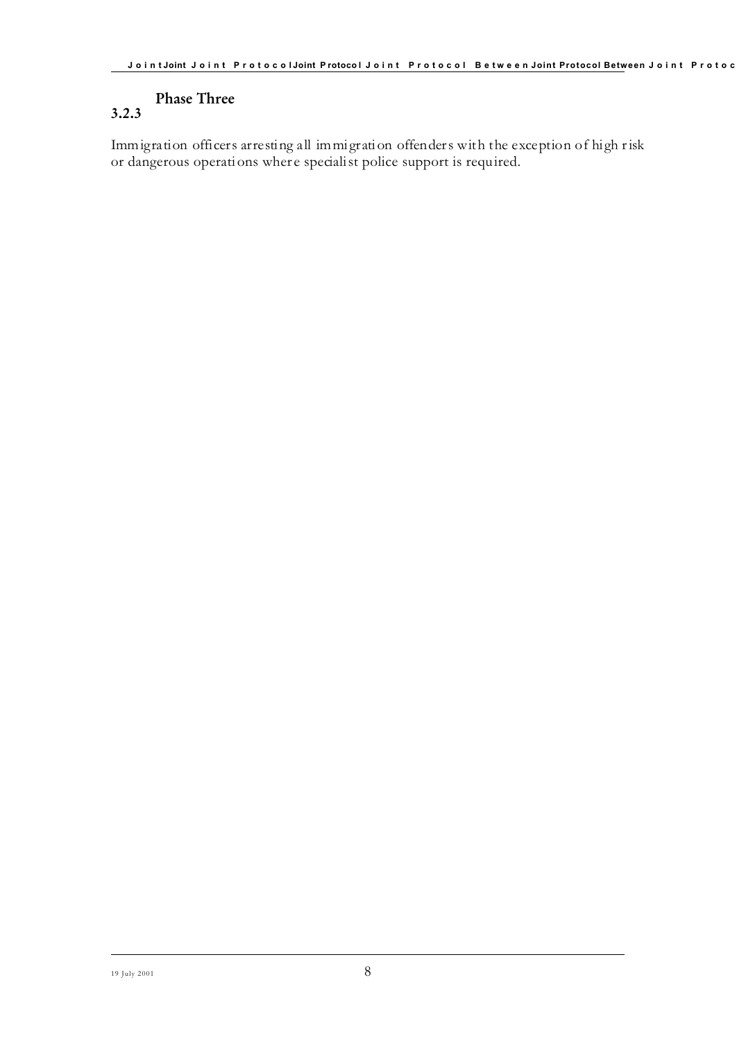### 3.2.3 Phase Three

Immigration officers arresting all immigration offenders with the exception of high risk or dangerous operations where specialist police support is required.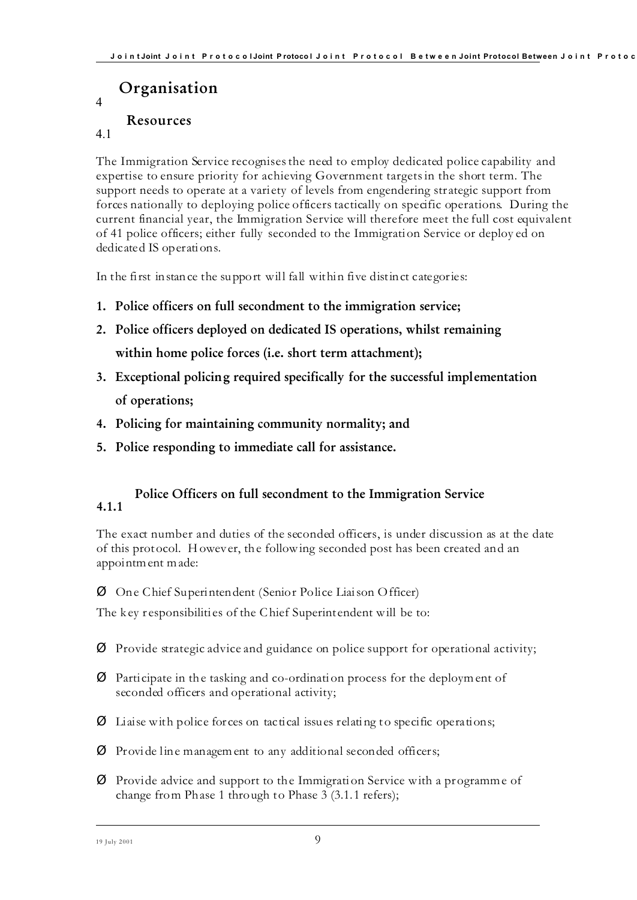# 4 Organisation

## 4.1 Resources

The Immigration Service recognises the need to employ dedicated police capability and expertise to ensure priority for achieving Government targets in the short term. The support needs to operate at a variety of levels from engendering strategic support from forces nationally to deploying police officers tactically on specific operations. During the current financial year, the Immigration Service will therefore meet the full cost equivalent of 41 police officers; either fully seconded to the Immigration Service or deployed on dedicated IS operations.

In the first instance the support will fall within five distinct categories:

1. **Police officers on full secondment to the immigration service;**
2. **Police officers deployed on dedicated IS operations, whilst remaining within home police forces (i.e. short term attachment);**
3. **Exceptional policing required specifically for the successful implementation of operations;**
4. **Policing for maintaining community normality; and**
5. **Police responding to immediate call for assistance.**

### 4.1.1 Police Officers on full secondment to the Immigration Service

The exact number and duties of the seconded officers, is under discussion as at the date of this protocol. However, the following seconded post has been created and an appointment made:

- One Chief Superintendent (Senior Police Liaison Officer)

The key responsibilities of the Chief Superintendent will be to:

- Provide strategic advice and guidance on police support for operational activity;
- Participate in the tasking and co-ordination process for the deployment of seconded officers and operational activity;
- Liaise with police forces on tactical issues relating to specific operations;
- Provide line management to any additional seconded officers;
- Provide advice and support to the Immigration Service with a programme of change from Phase 1 through to Phase 3 (3.1.1 refers);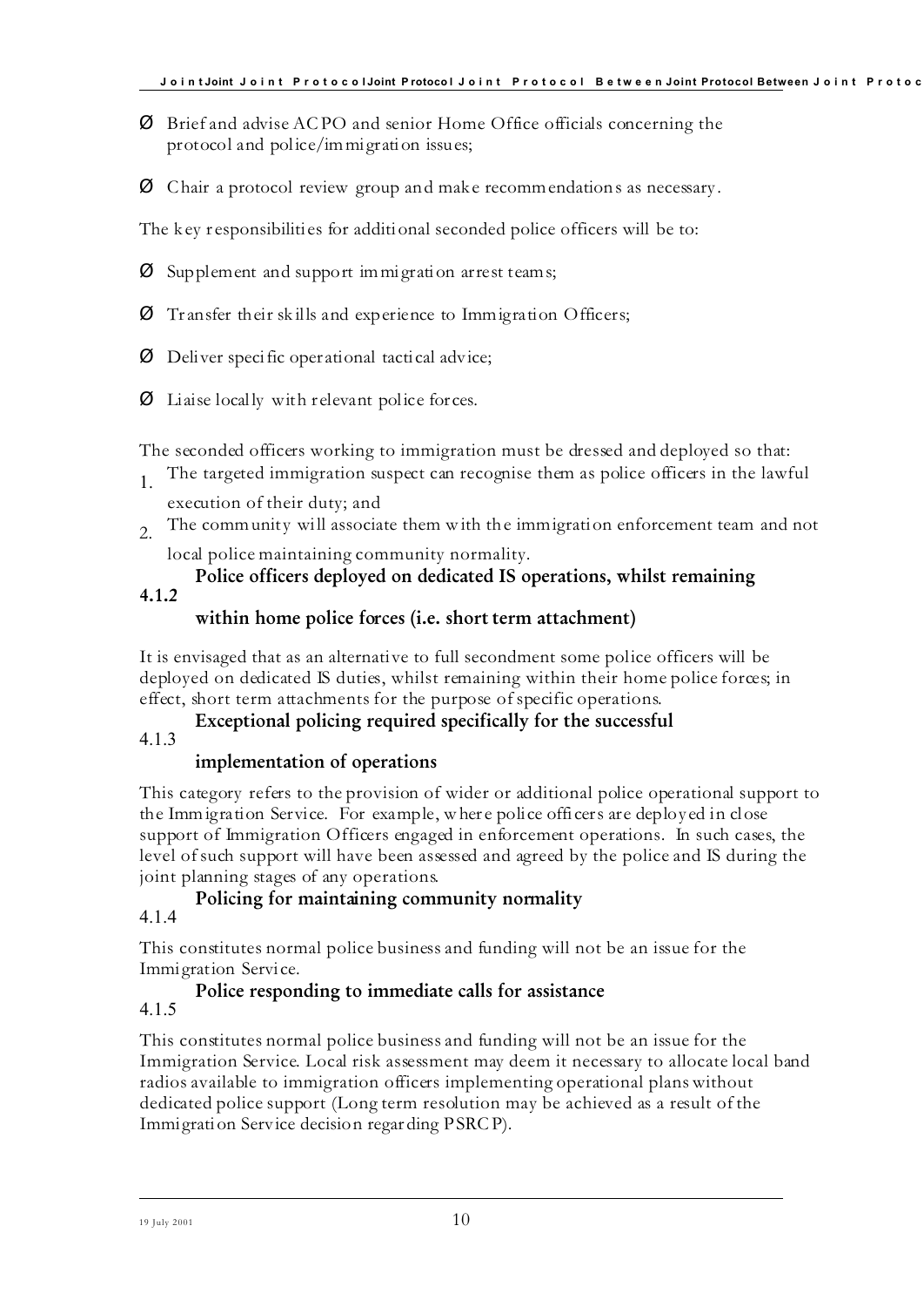- Brief and advise ACPO and senior Home Office officials concerning the protocol and police/immigration issues;
- Chair a protocol review group and make recommendations as necessary.

The key responsibilities for additional seconded police officers will be to:

- Supplement and support immigration arrest teams;
- Transfer their skills and experience to Immigration Officers;
- Deliver specific operational tactical advice;
- Liaise locally with relevant police forces.

The seconded officers working to immigration must be dressed and deployed so that:

1. The targeted immigration suspect can recognise them as police officers in the lawful execution of their duty; and
2. The community will associate them with the immigration enforcement team and not local police maintaining community normality.

#### 4.1.2 Police officers deployed on dedicated IS operations, whilst remaining within home police forces (i.e. short term attachment)

It is envisaged that as an alternative to full secondment some police officers will be deployed on dedicated IS duties, whilst remaining within their home police forces; in effect, short term attachments for the purpose of specific operations.

#### 4.1.3 Exceptional policing required specifically for the successful implementation of operations

This category refers to the provision of wider or additional police operational support to the Immigration Service. For example, where police officers are deployed in close support of Immigration Officers engaged in enforcement operations. In such cases, the level of such support will have been assessed and agreed by the police and IS during the joint planning stages of any operations.

#### 4.1.4 Policing for maintaining community normality

This constitutes normal police business and funding will not be an issue for the Immigration Service.

#### 4.1.5 Police responding to immediate calls for assistance

This constitutes normal police business and funding will not be an issue for the Immigration Service. Local risk assessment may deem it necessary to allocate local band radios available to immigration officers implementing operational plans without dedicated police support (Long term resolution may be achieved as a result of the Immigration Service decision regarding PSRCP).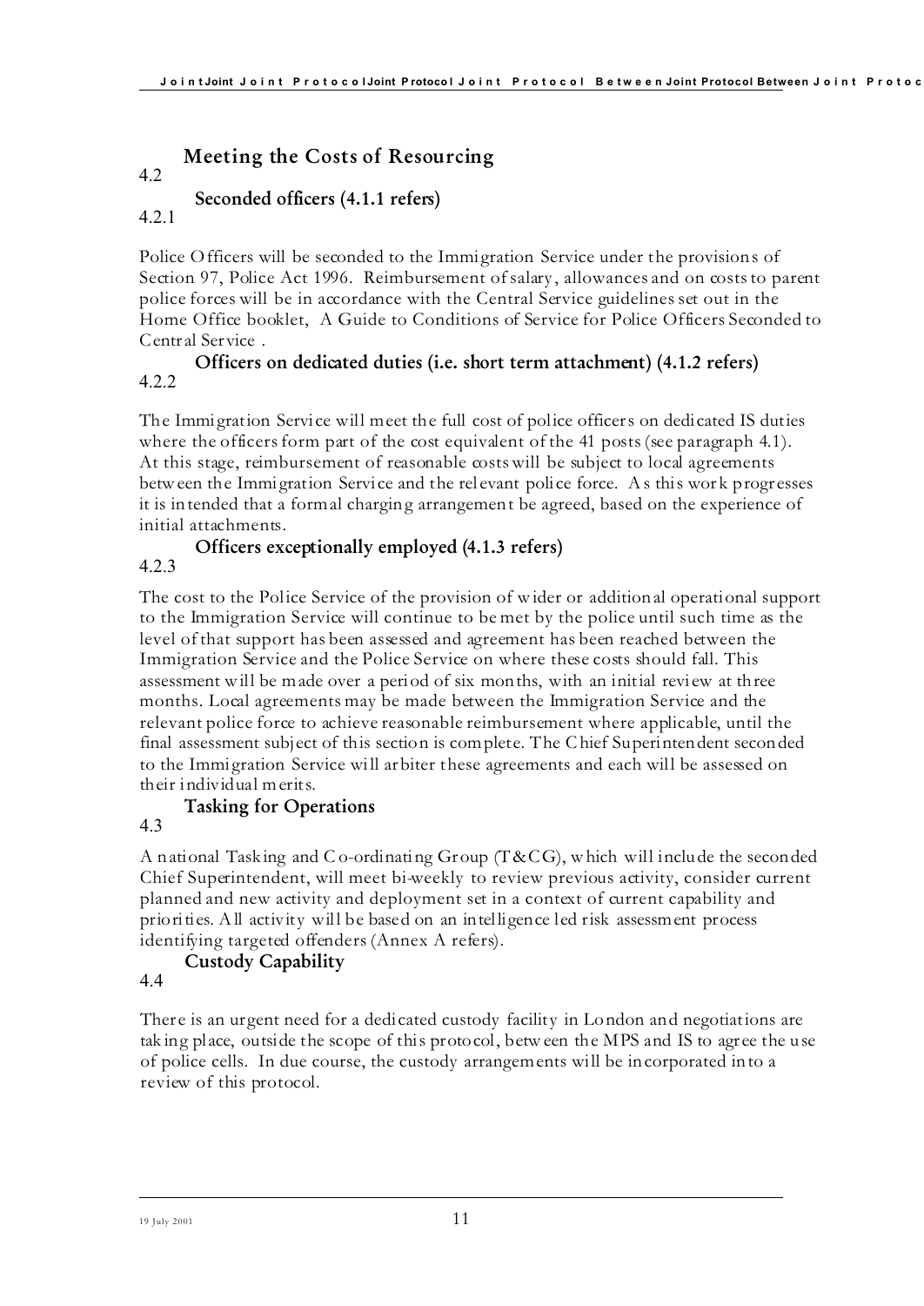## 4.2 Meeting the Costs of Resourcing

### 4.2.1 Seconded officers (4.1.1 refers)

Police Officers will be seconded to the Immigration Service under the provisions of Section 97, Police Act 1996. Reimbursement of salary, allowances and on costs to parent police forces will be in accordance with the Central Service guidelines set out in the Home Office booklet, A Guide to Conditions of Service for Police Officers Seconded to Central Service .

### 4.2.2 Officers on dedicated duties (i.e. short term attachment) (4.1.2 refers)

The Immigration Service will meet the full cost of police officers on dedicated IS duties where the officers form part of the cost equivalent of the 41 posts (see paragraph 4.1). At this stage, reimbursement of reasonable costs will be subject to local agreements between the Immigration Service and the relevant police force. As this work progresses it is intended that a formal charging arrangement be agreed, based on the experience of initial attachments.

### 4.2.3 Officers exceptionally employed (4.1.3 refers)

The cost to the Police Service of the provision of wider or additional operational support to the Immigration Service will continue to be met by the police until such time as the level of that support has been assessed and agreement has been reached between the Immigration Service and the Police Service on where these costs should fall. This assessment will be made over a period of six months, with an initial review at three months. Local agreements may be made between the Immigration Service and the relevant police force to achieve reasonable reimbursement where applicable, until the final assessment subject of this section is complete. The Chief Superintendent seconded to the Immigration Service will arbiter these agreements and each will be assessed on their individual merits.

## 4.3 Tasking for Operations

A national Tasking and Co-ordinating Group (T&CG), which will include the seconded Chief Superintendent, will meet bi-weekly to review previous activity, consider current planned and new activity and deployment set in a context of current capability and priorities. All activity will be based on an intelligence led risk assessment process identifying targeted offenders (Annex A refers).

## 4.4 Custody Capability

There is an urgent need for a dedicated custody facility in London and negotiations are taking place, outside the scope of this protocol, between the MPS and IS to agree the use of police cells. In due course, the custody arrangements will be incorporated into a review of this protocol.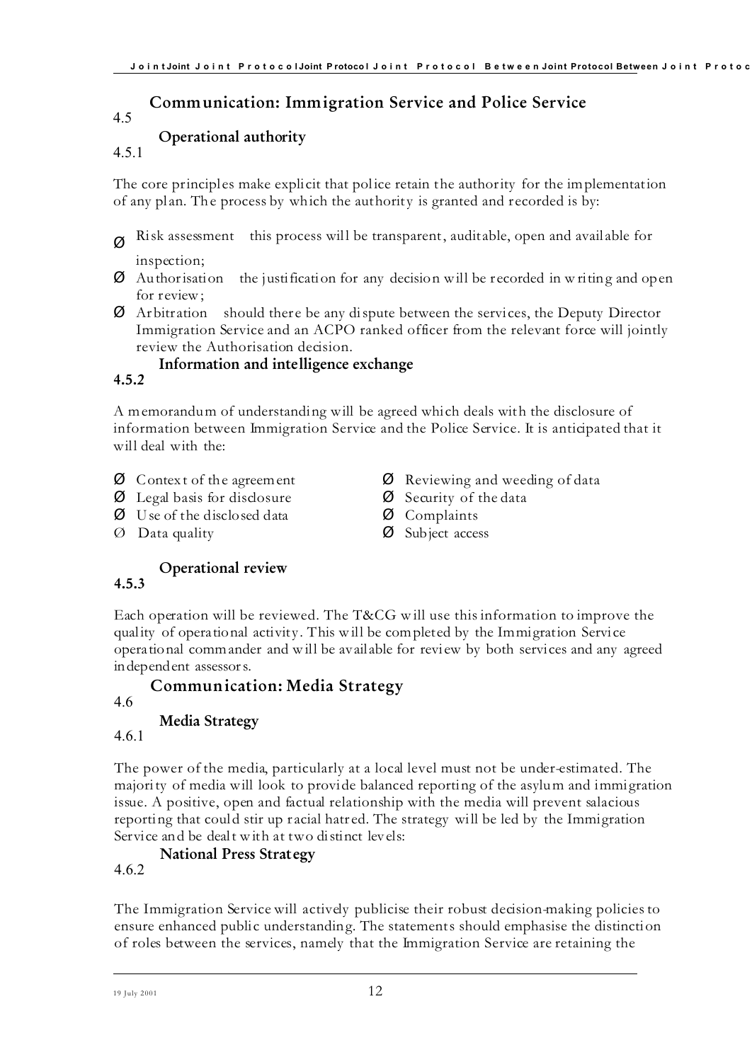## 4.5 Communication: Immigration Service and Police Service

### 4.5.1 Operational authority

The core principles make explicit that police retain the authority for the implementation of any plan. The process by which the authority is granted and recorded is by:

- Risk assessment this process will be transparent, auditable, open and available for inspection;
- Authorisation the justification for any decision will be recorded in writing and open for review;
- Arbitration should there be any dispute between the services, the Deputy Director Immigration Service and an ACPO ranked officer from the relevant force will jointly review the Authorisation decision.

### 4.5.2 Information and intelligence exchange

A memorandum of understanding will be agreed which deals with the disclosure of information between Immigration Service and the Police Service. It is anticipated that it will deal with the:

- Context of the agreement
- Legal basis for disclosure
- Use of the disclosed data
- Data quality
- Reviewing and weeding of data
- Security of the data
- Complaints
- Subject access

### 4.5.3 Operational review

Each operation will be reviewed. The T&CG will use this information to improve the quality of operational activity. This will be completed by the Immigration Service operational commander and will be available for review by both services and any agreed independent assessors.

## 4.6 Communication: Media Strategy

### 4.6.1 Media Strategy

The power of the media, particularly at a local level must not be under-estimated. The majority of media will look to provide balanced reporting of the asylum and immigration issue. A positive, open and factual relationship with the media will prevent salacious reporting that could stir up racial hatred. The strategy will be led by the Immigration Service and be dealt with at two distinct levels:

### 4.6.2 National Press Strategy

The Immigration Service will actively publicise their robust decision-making policies to ensure enhanced public understanding. The statements should emphasise the distinction of roles between the services, namely that the Immigration Service are retaining the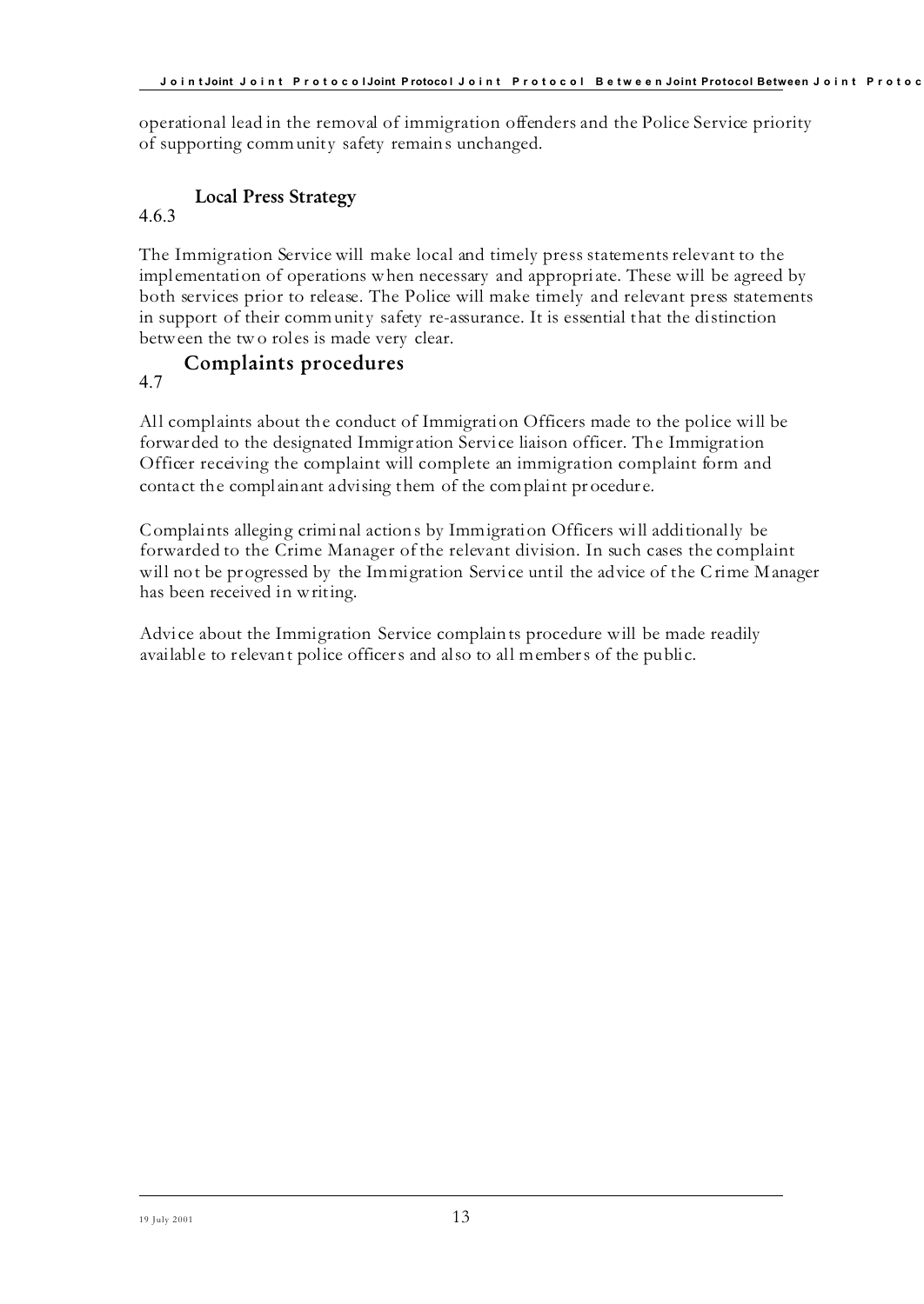operational lead in the removal of immigration offenders and the Police Service priority of supporting community safety remains unchanged.

### 4.6.3 Local Press Strategy

The Immigration Service will make local and timely press statements relevant to the implementation of operations when necessary and appropriate. These will be agreed by both services prior to release. The Police will make timely and relevant press statements in support of their community safety re-assurance. It is essential that the distinction between the two roles is made very clear.

## 4.7 Complaints procedures

All complaints about the conduct of Immigration Officers made to the police will be forwarded to the designated Immigration Service liaison officer. The Immigration Officer receiving the complaint will complete an immigration complaint form and contact the complainant advising them of the complaint procedure.

Complaints alleging criminal actions by Immigration Officers will additionally be forwarded to the Crime Manager of the relevant division. In such cases the complaint will not be progressed by the Immigration Service until the advice of the Crime Manager has been received in writing.

Advice about the Immigration Service complaints procedure will be made readily available to relevant police officers and also to all members of the public.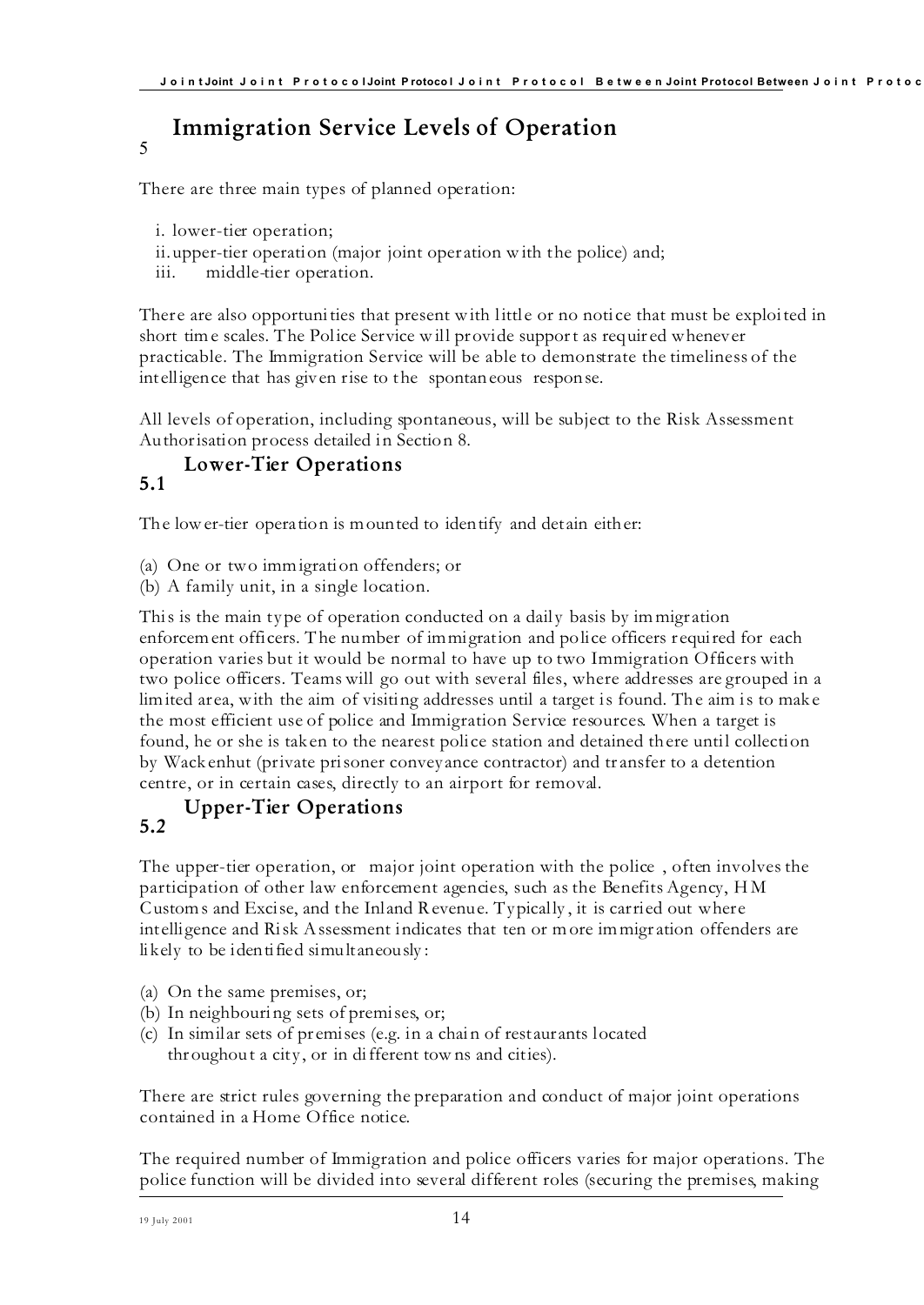# 5 Immigration Service Levels of Operation

There are three main types of planned operation:

i. lower-tier operation;
ii. upper-tier operation (major joint operation with the police) and;
iii. middle-tier operation.

There are also opportunities that present with little or no notice that must be exploited in short time scales. The Police Service will provide support as required whenever practicable. The Immigration Service will be able to demonstrate the timeliness of the intelligence that has given rise to the spontaneous response.

All levels of operation, including spontaneous, will be subject to the Risk Assessment Authorisation process detailed in Section 8.

## 5.1 Lower-Tier Operations

The lower-tier operation is mounted to identify and detain either:

(a) One or two immigration offenders; or
(b) A family unit, in a single location.

This is the main type of operation conducted on a daily basis by immigration enforcement officers. The number of immigration and police officers required for each operation varies but it would be normal to have up to two Immigration Officers with two police officers. Teams will go out with several files, where addresses are grouped in a limited area, with the aim of visiting addresses until a target is found. The aim is to make the most efficient use of police and Immigration Service resources. When a target is found, he or she is taken to the nearest police station and detained there until collection by Wackenhut (private prisoner conveyance contractor) and transfer to a detention centre, or in certain cases, directly to an airport for removal.

## 5.2 Upper-Tier Operations

The upper-tier operation, or major joint operation with the police, often involves the participation of other law enforcement agencies, such as the Benefits Agency, HM Customs and Excise, and the Inland Revenue. Typically, it is carried out where intelligence and Risk Assessment indicates that ten or more immigration offenders are likely to be identified simultaneously:

(a) On the same premises, or;
(b) In neighbouring sets of premises, or;
(c) In similar sets of premises (e.g. in a chain of restaurants located throughout a city, or in different towns and cities).

There are strict rules governing the preparation and conduct of major joint operations contained in a Home Office notice.

The required number of Immigration and police officers varies for major operations. The police function will be divided into several different roles (securing the premises, making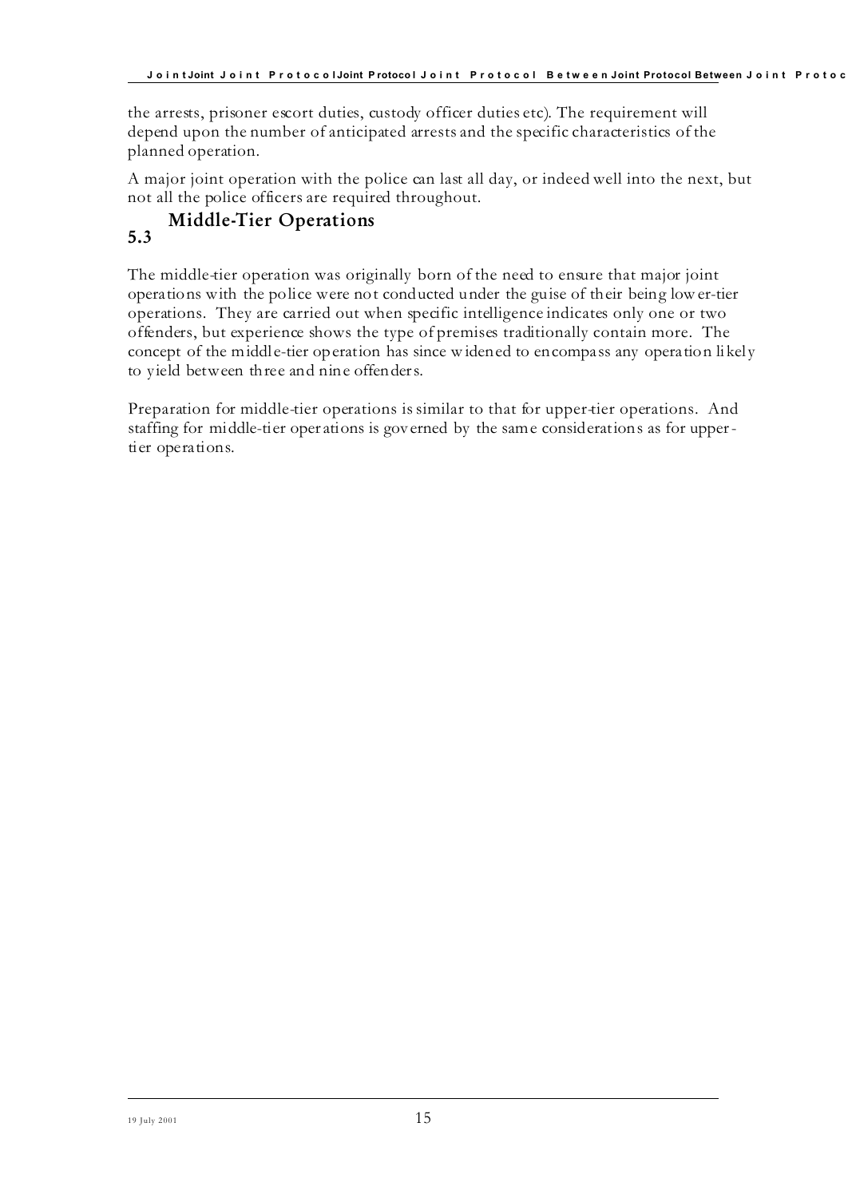the arrests, prisoner escort duties, custody officer duties etc). The requirement will depend upon the number of anticipated arrests and the specific characteristics of the planned operation.

A major joint operation with the police can last all day, or indeed well into the next, but not all the police officers are required throughout.

## 5.3 Middle-Tier Operations

The middle-tier operation was originally born of the need to ensure that major joint operations with the police were not conducted under the guise of their being lower-tier operations. They are carried out when specific intelligence indicates only one or two offenders, but experience shows the type of premises traditionally contain more. The concept of the middle-tier operation has since widened to encompass any operation likely to yield between three and nine offenders.

Preparation for middle-tier operations is similar to that for upper-tier operations. And staffing for middle-tier operations is governed by the same considerations as for upper-tier operations.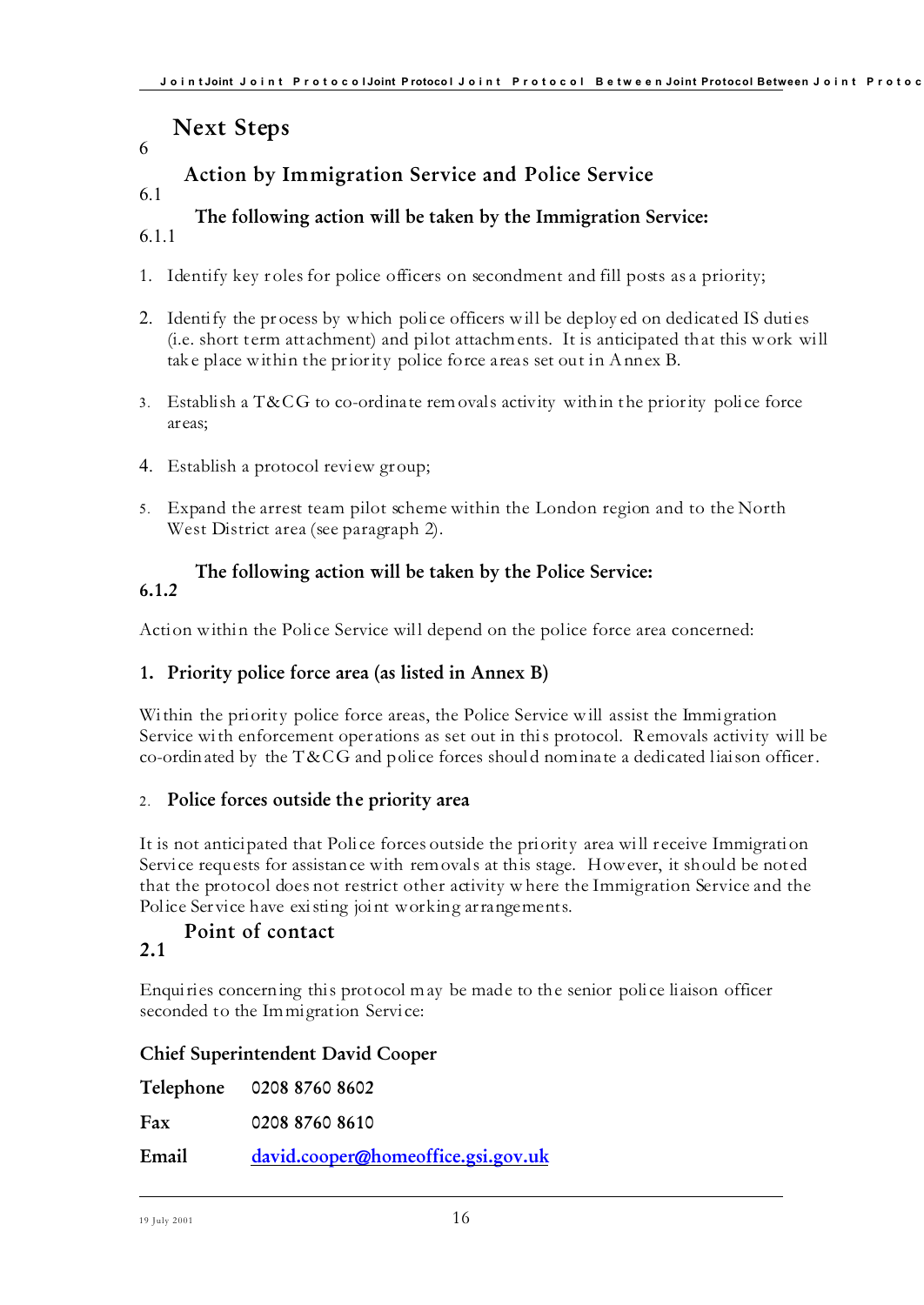# 6 Next Steps

## 6.1 Action by Immigration Service and Police Service

### 6.1.1 The following action will be taken by the Immigration Service:

1. Identify key roles for police officers on secondment and fill posts as a priority;
2. Identify the process by which police officers will be deployed on dedicated IS duties (i.e. short term attachment) and pilot attachments. It is anticipated that this work will take place within the priority police force areas set out in Annex B.
3. Establish a T&CG to co-ordinate removals activity within the priority police force areas;
4. Establish a protocol review group;
5. Expand the arrest team pilot scheme within the London region and to the North West District area (see paragraph 2).

### 6.1.2 The following action will be taken by the Police Service:

Action within the Police Service will depend on the police force area concerned:

**1. Priority police force area (as listed in Annex B)**

Within the priority police force areas, the Police Service will assist the Immigration Service with enforcement operations as set out in this protocol. Removals activity will be co-ordinated by the T&CG and police forces should nominate a dedicated liaison officer.

**2. Police forces outside the priority area**

It is not anticipated that Police forces outside the priority area will receive Immigration Service requests for assistance with removals at this stage. However, it should be noted that the protocol does not restrict other activity where the Immigration Service and the Police Service have existing joint working arrangements.

## 2.1 Point of contact

Enquiries concerning this protocol may be made to the senior police liaison officer seconded to the Immigration Service:

**Chief Superintendent David Cooper**

**Telephone** 0208 8760 8602

**Fax** 0208 8760 8610

**Email** david.cooper@homeoffice.gsi.gov.uk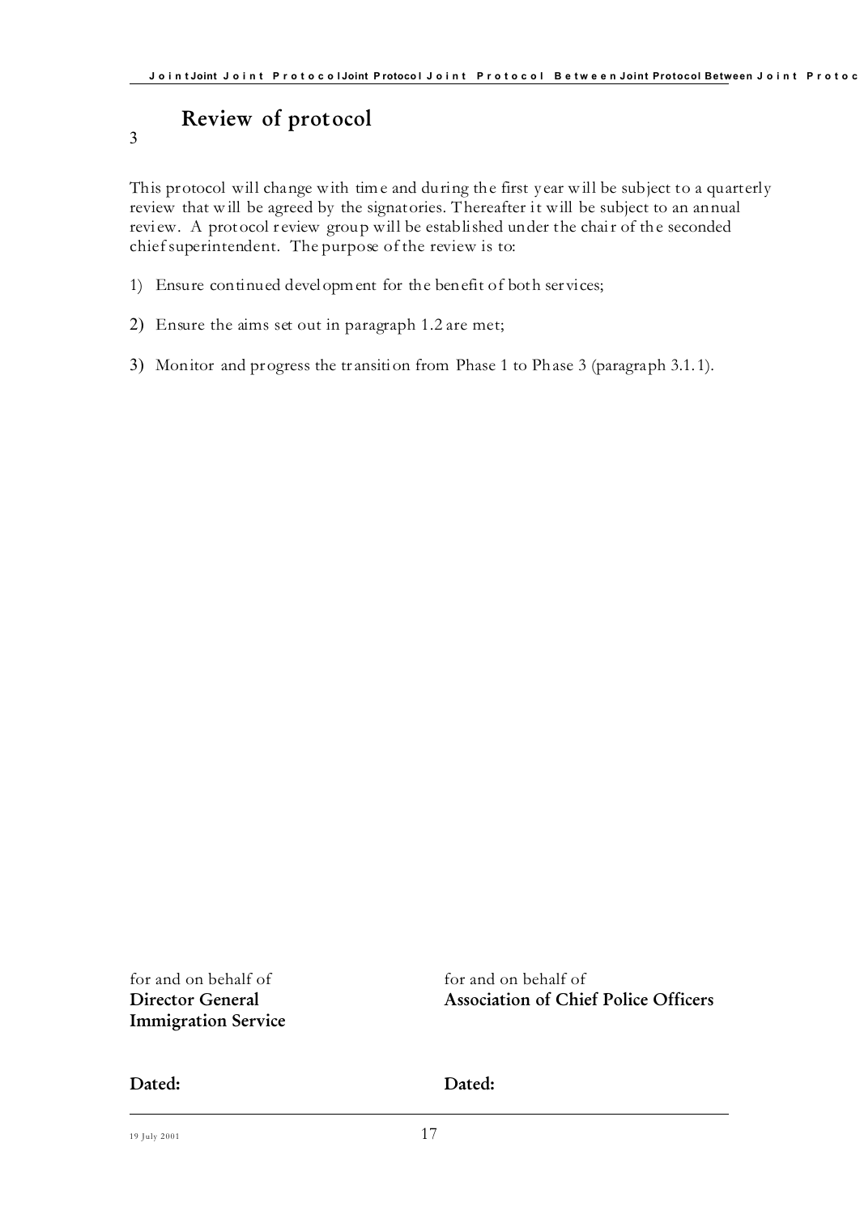## 3 Review of protocol

This protocol will change with time and during the first year will be subject to a quarterly review that will be agreed by the signatories. Thereafter it will be subject to an annual review. A protocol review group will be established under the chair of the seconded chief superintendent. The purpose of the review is to:

1) Ensure continued development for the benefit of both services;

2) Ensure the aims set out in paragraph 1.2 are met;

3) Monitor and progress the transition from Phase 1 to Phase 3 (paragraph 3.1.1).

| for and on behalf of **Director General Immigration Service** | for and on behalf of **Association of Chief Police Officers** |
| --- | --- |
| **Dated:** | **Dated:** |

19 July 2001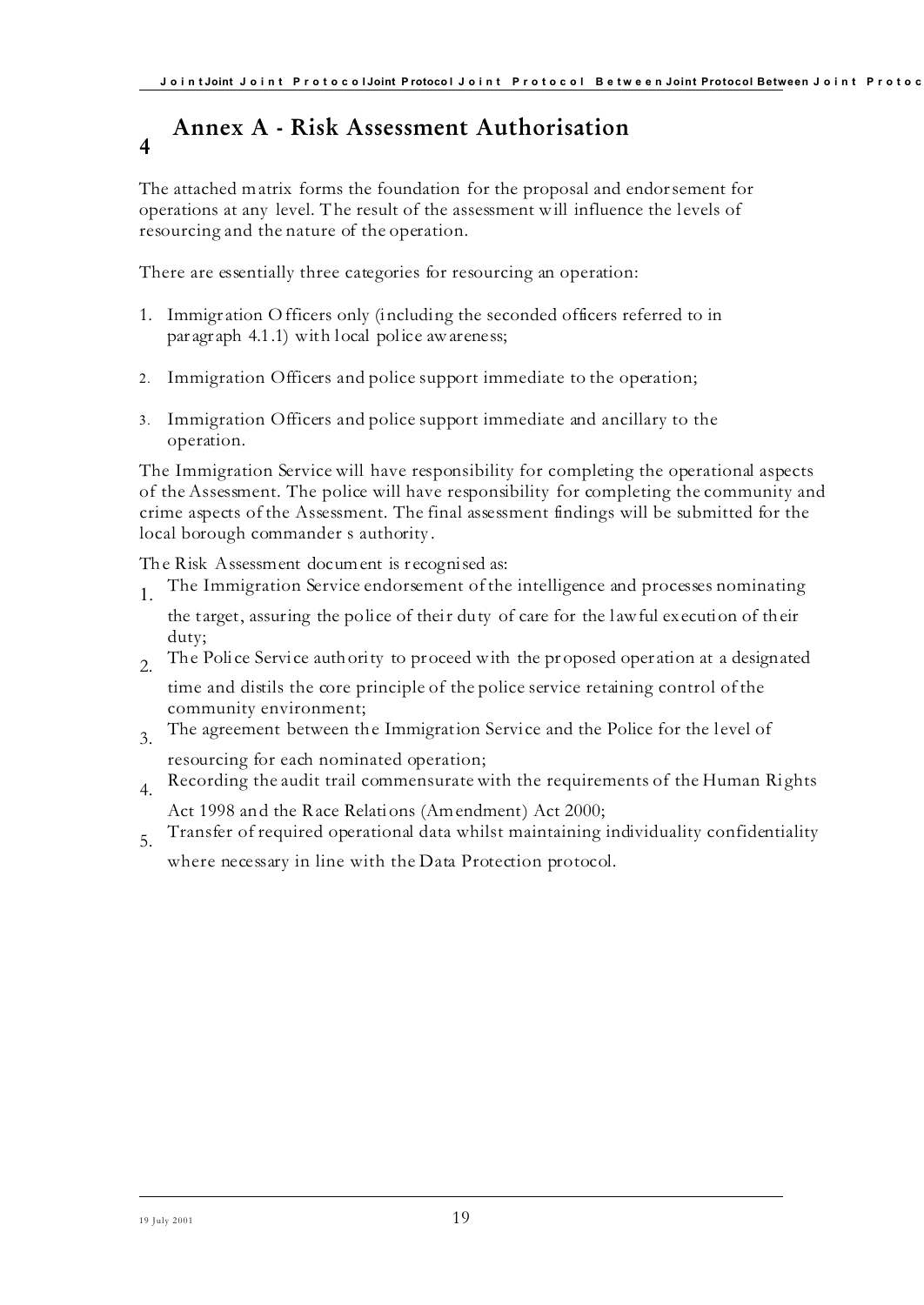# 4 Annex A - Risk Assessment Authorisation

The attached matrix forms the foundation for the proposal and endorsement for operations at any level. The result of the assessment will influence the levels of resourcing and the nature of the operation.

There are essentially three categories for resourcing an operation:

1. Immigration Officers only (including the seconded officers referred to in paragraph 4.1.1) with local police awareness;

2. Immigration Officers and police support immediate to the operation;

3. Immigration Officers and police support immediate and ancillary to the operation.

The Immigration Service will have responsibility for completing the operational aspects of the Assessment. The police will have responsibility for completing the community and crime aspects of the Assessment. The final assessment findings will be submitted for the local borough commander s authority.

The Risk Assessment document is recognised as:

1. The Immigration Service endorsement of the intelligence and processes nominating the target, assuring the police of their duty of care for the lawful execution of their duty;
2. The Police Service authority to proceed with the proposed operation at a designated time and distils the core principle of the police service retaining control of the community environment;
3. The agreement between the Immigration Service and the Police for the level of resourcing for each nominated operation;
4. Recording the audit trail commensurate with the requirements of the Human Rights Act 1998 and the Race Relations (Amendment) Act 2000;
5. Transfer of required operational data whilst maintaining individuality confidentiality where necessary in line with the Data Protection protocol.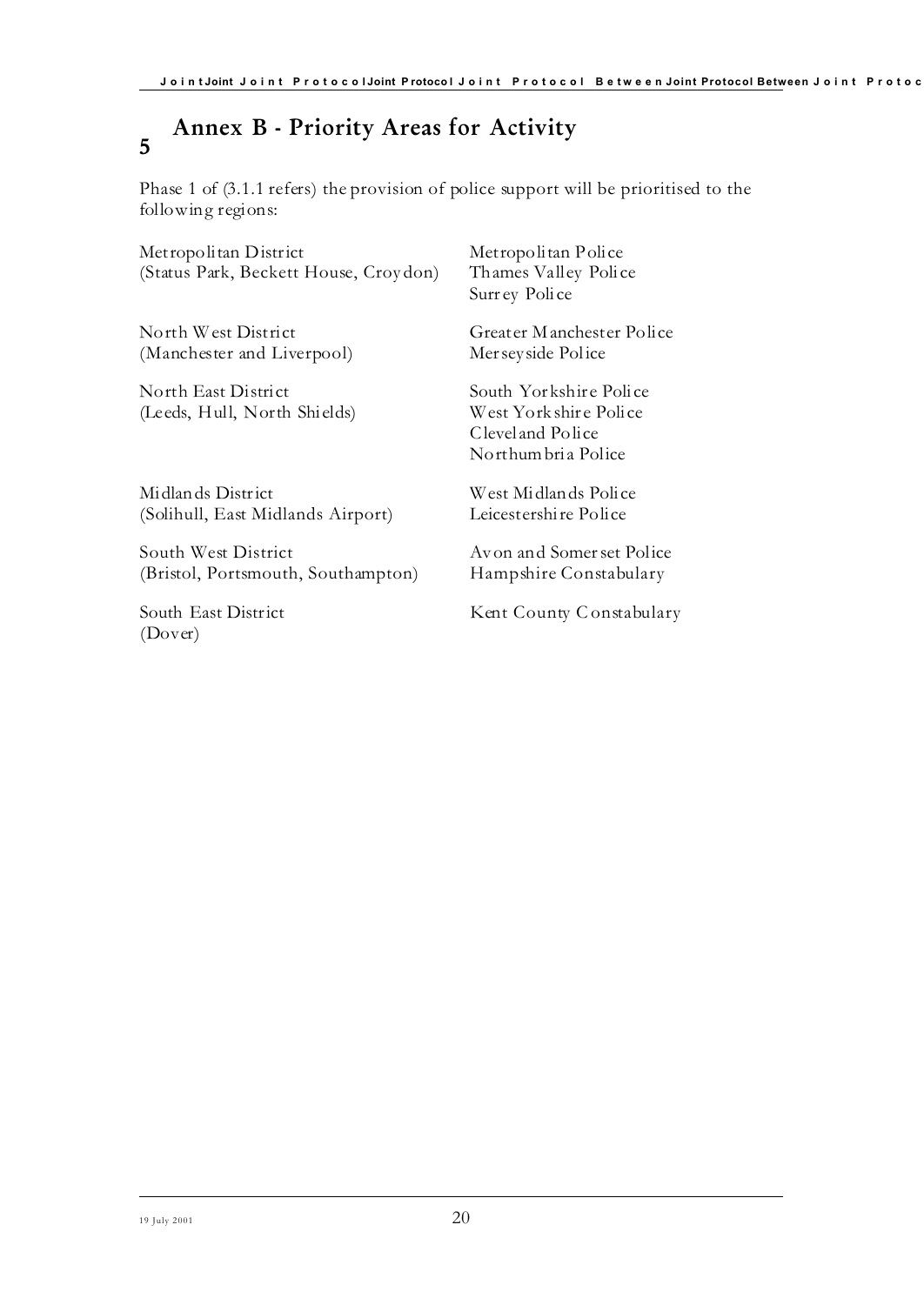# 5 Annex B - Priority Areas for Activity

Phase 1 of (3.1.1 refers) the provision of police support will be prioritised to the following regions:

| | |
|---|---|
| Metropolitan District (Status Park, Beckett House, Croydon) | Metropolitan Police<br>Thames Valley Police<br>Surrey Police |
| North West District (Manchester and Liverpool) | Greater Manchester Police<br>Merseyside Police |
| North East District (Leeds, Hull, North Shields) | South Yorkshire Police<br>West Yorkshire Police<br>Cleveland Police<br>Northumbria Police |
| Midlands District (Solihull, East Midlands Airport) | West Midlands Police<br>Leicestershire Police |
| South West District (Bristol, Portsmouth, Southampton) | Avon and Somerset Police<br>Hampshire Constabulary |
| South East District (Dover) | Kent County Constabulary |